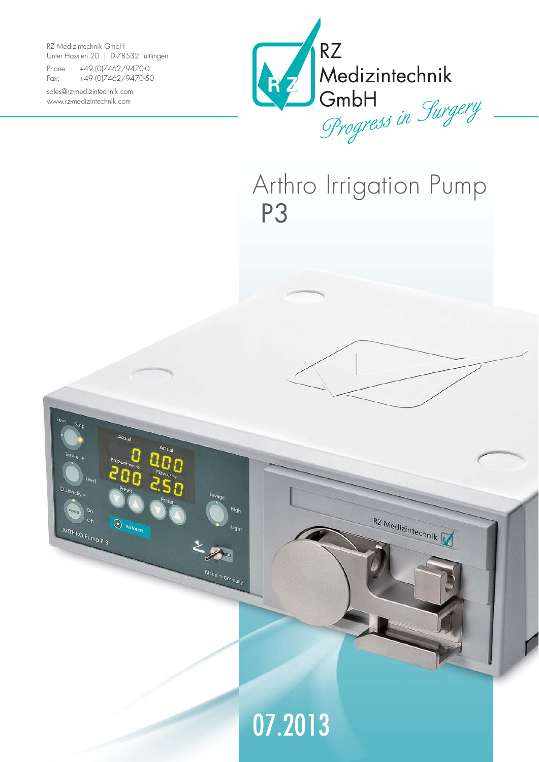RZ Medizintechnik GmbH
Unter Hasslen 20 | D-78532 Tuttlingen

Phone: +49 (0)7462/9470-0
Fax: +49 (0)7462/9470-50

sales@rz-medizintechnik.com
www.rz-medizintechnik.com

RZ Medizintechnik GmbH
*Progress in Surgery*

# Arthro Irrigation Pump P3

07.2013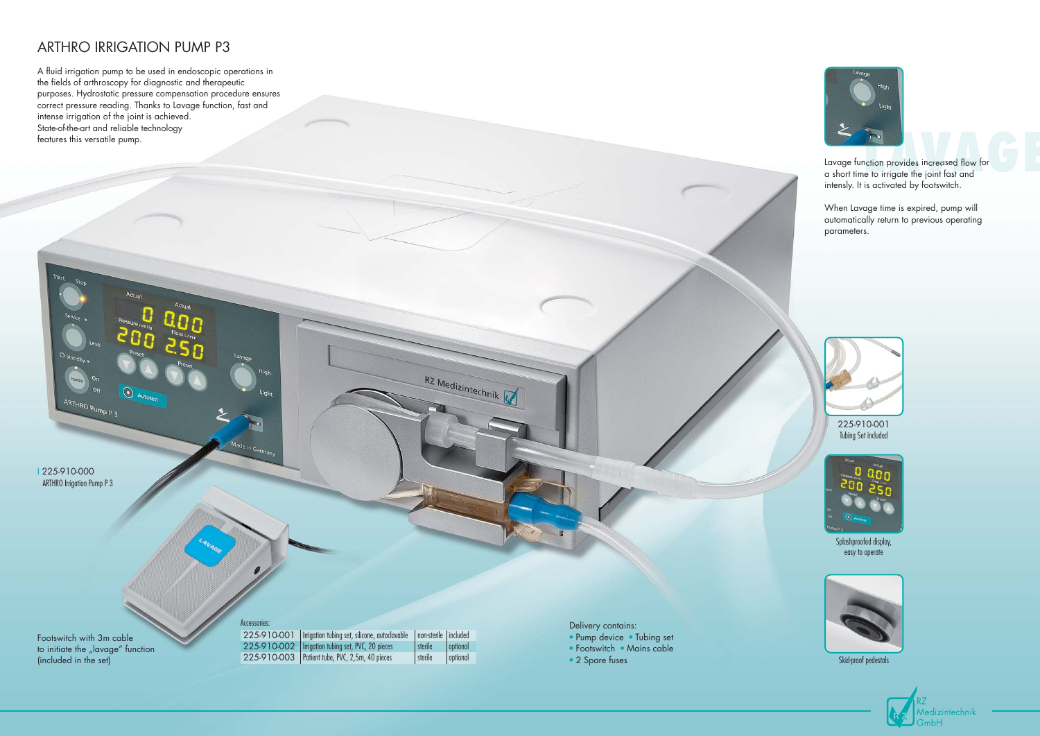# ARTHRO IRRIGATION PUMP P3

A fluid irrigation pump to be used in endoscopic operations in the fields of arthroscopy for diagnostic and therapeutic purposes. Hydrostatic pressure compensation procedure ensures correct pressure reading. Thanks to Lavage function, fast and intense irrigation of the joint is achieved. State-of-the-art and reliable technology features this versatile pump.

225-910-000
ARTHRO Irrigation Pump P 3

Footswitch with 3m cable to initiate the „lavage" function (included in the set)

Accessories:

| | | | |
|---|---|---|---|
| 225-910-001 | Irrigation tubing set, silicone, autoclavable | non-sterile | included |
| 225-910-002 | Irrigation tubing set, PVC, 20 pieces | sterile | optional |
| 225-910-003 | Patient tube, PVC, 2,5m, 40 pieces | sterile | optional |

Delivery contains:
- Pump device
- Tubing set
- Footswitch
- Mains cable
- 2 Spare fuses

## LAVAGE

Lavage function provides increased flow for a short time to irrigate the joint fast and intensly. It is activated by footswitch.

When Lavage time is expired, pump will automatically return to previous operating parameters.

225-910-001
Tubing Set included

Splashproofed display, easy to operate

Skid-proof pedestals

RZ Medizintechnik GmbH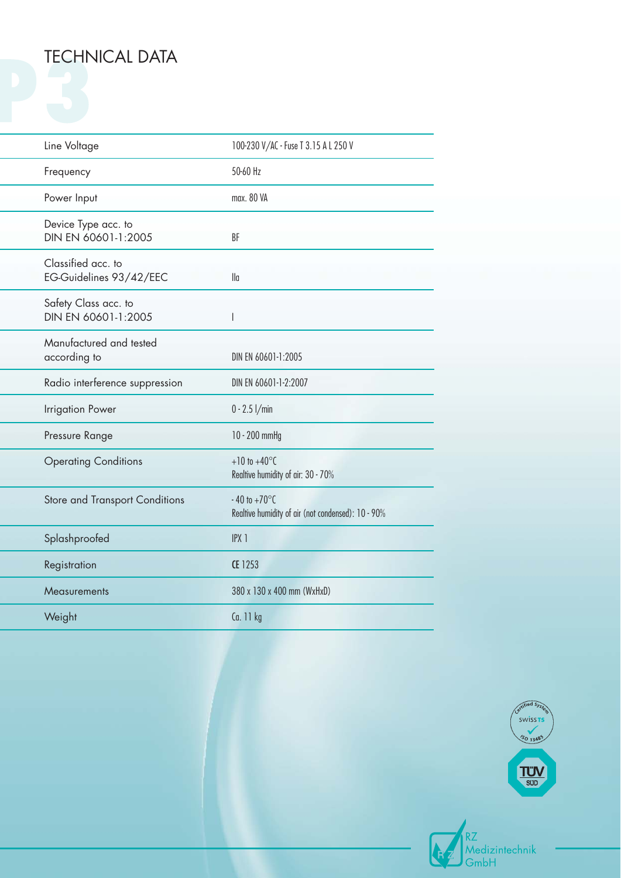# TECHNICAL DATA

| | |
|---|---|
| Line Voltage | 100-230 V/AC - Fuse T 3.15 A L 250 V |
| Frequency | 50-60 Hz |
| Power Input | max. 80 VA |
| Device Type acc. to DIN EN 60601-1:2005 | BF |
| Classified acc. to EG-Guidelines 93/42/EEC | IIa |
| Safety Class acc. to DIN EN 60601-1:2005 | I |
| Manufactured and tested according to | DIN EN 60601-1:2005 |
| Radio interference suppression | DIN EN 60601-1-2:2007 |
| Irrigation Power | 0 - 2.5 l/min |
| Pressure Range | 10 - 200 mmHg |
| Operating Conditions | +10 to +40°C<br>Realtive humidity of air: 30 - 70% |
| Store and Transport Conditions | - 40 to +70°C<br>Realtive humidity of air (not condensed): 10 - 90% |
| Splashproofed | IPX 1 |
| Registration | CE 1253 |
| Measurements | 380 x 130 x 400 mm (WxHxD) |
| Weight | Ca. 11 kg |

Certified System swiss TS ISO 13485

TÜV SÜD

RZ Medizintechnik GmbH